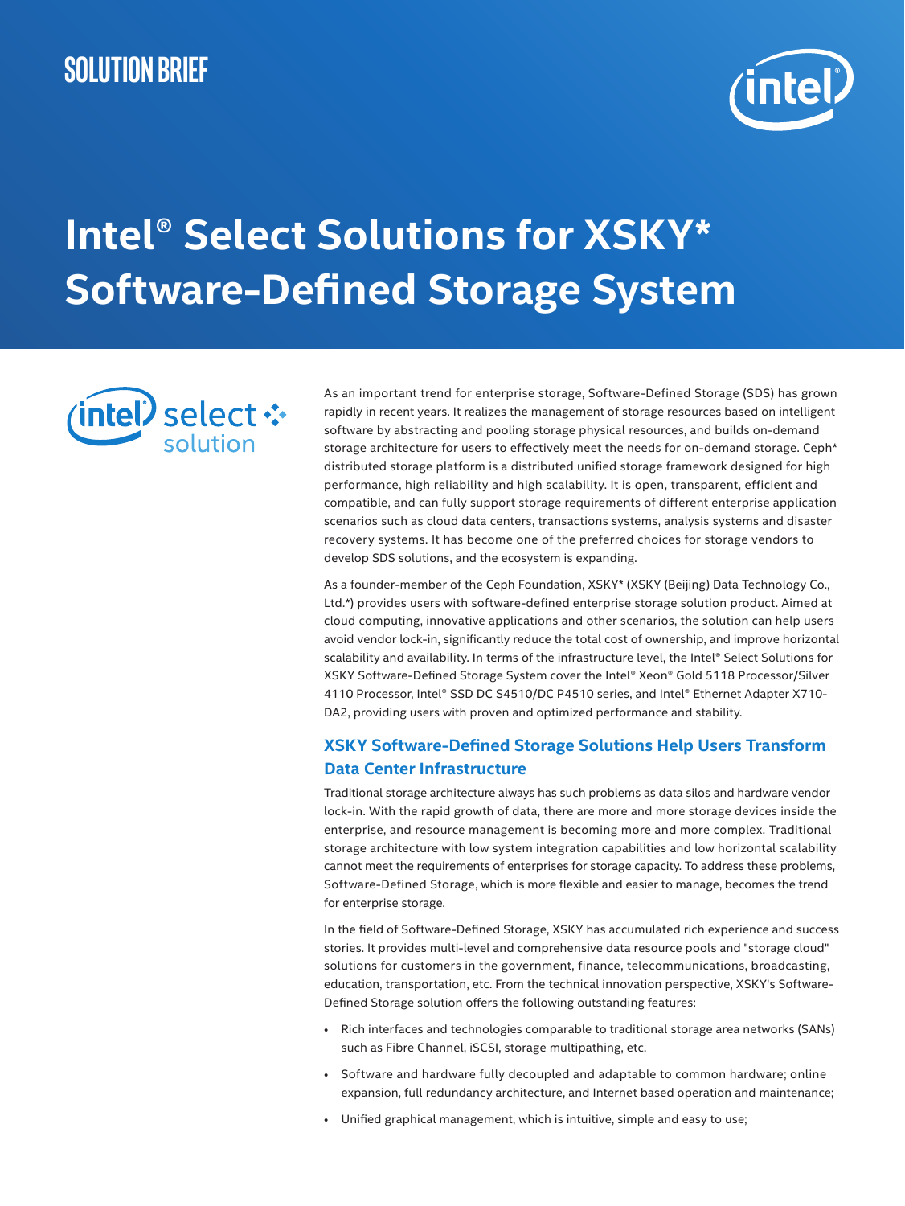SOLUTION BRIEF

# Intel® Select Solutions for XSKY* Software-Defined Storage System

intel select solution

As an important trend for enterprise storage, Software-Defined Storage (SDS) has grown rapidly in recent years. It realizes the management of storage resources based on intelligent software by abstracting and pooling storage physical resources, and builds on-demand storage architecture for users to effectively meet the needs for on-demand storage. Ceph* distributed storage platform is a distributed unified storage framework designed for high performance, high reliability and high scalability. It is open, transparent, efficient and compatible, and can fully support storage requirements of different enterprise application scenarios such as cloud data centers, transactions systems, analysis systems and disaster recovery systems. It has become one of the preferred choices for storage vendors to develop SDS solutions, and the ecosystem is expanding.

As a founder-member of the Ceph Foundation, XSKY* (XSKY (Beijing) Data Technology Co., Ltd.*) provides users with software-defined enterprise storage solution product. Aimed at cloud computing, innovative applications and other scenarios, the solution can help users avoid vendor lock-in, significantly reduce the total cost of ownership, and improve horizontal scalability and availability. In terms of the infrastructure level, the Intel® Select Solutions for XSKY Software-Defined Storage System cover the Intel® Xeon® Gold 5118 Processor/Silver 4110 Processor, Intel® SSD DC S4510/DC P4510 series, and Intel® Ethernet Adapter X710-DA2, providing users with proven and optimized performance and stability.

## XSKY Software-Defined Storage Solutions Help Users Transform Data Center Infrastructure

Traditional storage architecture always has such problems as data silos and hardware vendor lock-in. With the rapid growth of data, there are more and more storage devices inside the enterprise, and resource management is becoming more and more complex. Traditional storage architecture with low system integration capabilities and low horizontal scalability cannot meet the requirements of enterprises for storage capacity. To address these problems, Software-Defined Storage, which is more flexible and easier to manage, becomes the trend for enterprise storage.

In the field of Software-Defined Storage, XSKY has accumulated rich experience and success stories. It provides multi-level and comprehensive data resource pools and "storage cloud" solutions for customers in the government, finance, telecommunications, broadcasting, education, transportation, etc. From the technical innovation perspective, XSKY's Software-Defined Storage solution offers the following outstanding features:

- Rich interfaces and technologies comparable to traditional storage area networks (SANs) such as Fibre Channel, iSCSI, storage multipathing, etc.
- Software and hardware fully decoupled and adaptable to common hardware; online expansion, full redundancy architecture, and Internet based operation and maintenance;
- Unified graphical management, which is intuitive, simple and easy to use;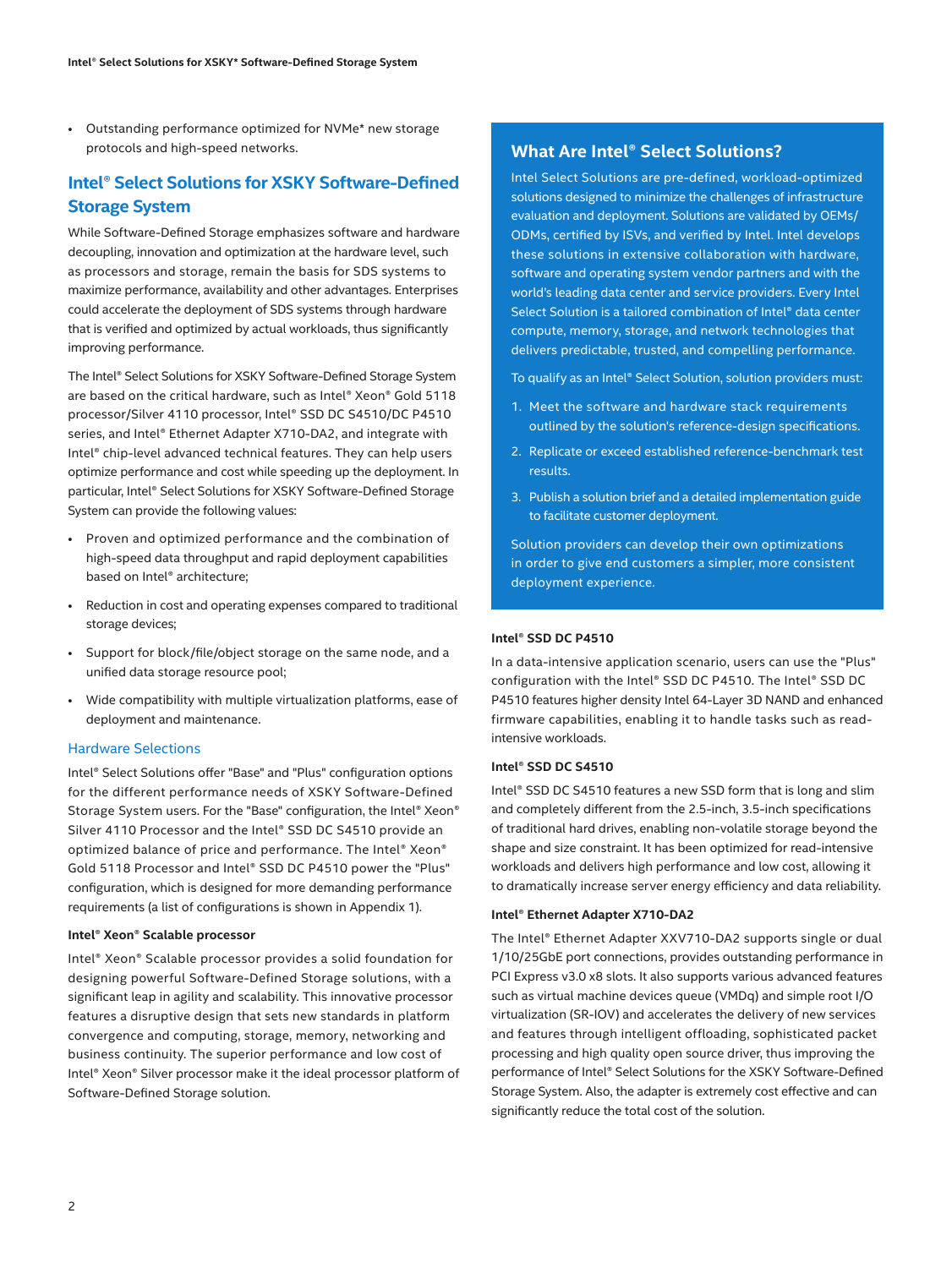- Outstanding performance optimized for NVMe* new storage protocols and high-speed networks.

## Intel® Select Solutions for XSKY Software-Defined Storage System

While Software-Defined Storage emphasizes software and hardware decoupling, innovation and optimization at the hardware level, such as processors and storage, remain the basis for SDS systems to maximize performance, availability and other advantages. Enterprises could accelerate the deployment of SDS systems through hardware that is verified and optimized by actual workloads, thus significantly improving performance.

The Intel® Select Solutions for XSKY Software-Defined Storage System are based on the critical hardware, such as Intel® Xeon® Gold 5118 processor/Silver 4110 processor, Intel® SSD DC S4510/DC P4510 series, and Intel® Ethernet Adapter X710-DA2, and integrate with Intel® chip-level advanced technical features. They can help users optimize performance and cost while speeding up the deployment. In particular, Intel® Select Solutions for XSKY Software-Defined Storage System can provide the following values:

- Proven and optimized performance and the combination of high-speed data throughput and rapid deployment capabilities based on Intel® architecture;
- Reduction in cost and operating expenses compared to traditional storage devices;
- Support for block/file/object storage on the same node, and a unified data storage resource pool;
- Wide compatibility with multiple virtualization platforms, ease of deployment and maintenance.

### Hardware Selections

Intel® Select Solutions offer "Base" and "Plus" configuration options for the different performance needs of XSKY Software-Defined Storage System users. For the "Base" configuration, the Intel® Xeon® Silver 4110 Processor and the Intel® SSD DC S4510 provide an optimized balance of price and performance. The Intel® Xeon® Gold 5118 Processor and Intel® SSD DC P4510 power the "Plus" configuration, which is designed for more demanding performance requirements (a list of configurations is shown in Appendix 1).

#### Intel® Xeon® Scalable processor

Intel® Xeon® Scalable processor provides a solid foundation for designing powerful Software-Defined Storage solutions, with a significant leap in agility and scalability. This innovative processor features a disruptive design that sets new standards in platform convergence and computing, storage, memory, networking and business continuity. The superior performance and low cost of Intel® Xeon® Silver processor make it the ideal processor platform of Software-Defined Storage solution.

## What Are Intel® Select Solutions?

Intel Select Solutions are pre-defined, workload-optimized solutions designed to minimize the challenges of infrastructure evaluation and deployment. Solutions are validated by OEMs/ODMs, certified by ISVs, and verified by Intel. Intel develops these solutions in extensive collaboration with hardware, software and operating system vendor partners and with the world's leading data center and service providers. Every Intel Select Solution is a tailored combination of Intel® data center compute, memory, storage, and network technologies that delivers predictable, trusted, and compelling performance.

To qualify as an Intel® Select Solution, solution providers must:

1. Meet the software and hardware stack requirements outlined by the solution's reference-design specifications.
2. Replicate or exceed established reference-benchmark test results.
3. Publish a solution brief and a detailed implementation guide to facilitate customer deployment.

Solution providers can develop their own optimizations in order to give end customers a simpler, more consistent deployment experience.

#### Intel® SSD DC P4510

In a data-intensive application scenario, users can use the "Plus" configuration with the Intel® SSD DC P4510. The Intel® SSD DC P4510 features higher density Intel 64-Layer 3D NAND and enhanced firmware capabilities, enabling it to handle tasks such as read-intensive workloads.

#### Intel® SSD DC S4510

Intel® SSD DC S4510 features a new SSD form that is long and slim and completely different from the 2.5-inch, 3.5-inch specifications of traditional hard drives, enabling non-volatile storage beyond the shape and size constraint. It has been optimized for read-intensive workloads and delivers high performance and low cost, allowing it to dramatically increase server energy efficiency and data reliability.

#### Intel® Ethernet Adapter X710-DA2

The Intel® Ethernet Adapter XXV710-DA2 supports single or dual 1/10/25GbE port connections, provides outstanding performance in PCI Express v3.0 x8 slots. It also supports various advanced features such as virtual machine devices queue (VMDq) and simple root I/O virtualization (SR-IOV) and accelerates the delivery of new services and features through intelligent offloading, sophisticated packet processing and high quality open source driver, thus improving the performance of Intel® Select Solutions for the XSKY Software-Defined Storage System. Also, the adapter is extremely cost effective and can significantly reduce the total cost of the solution.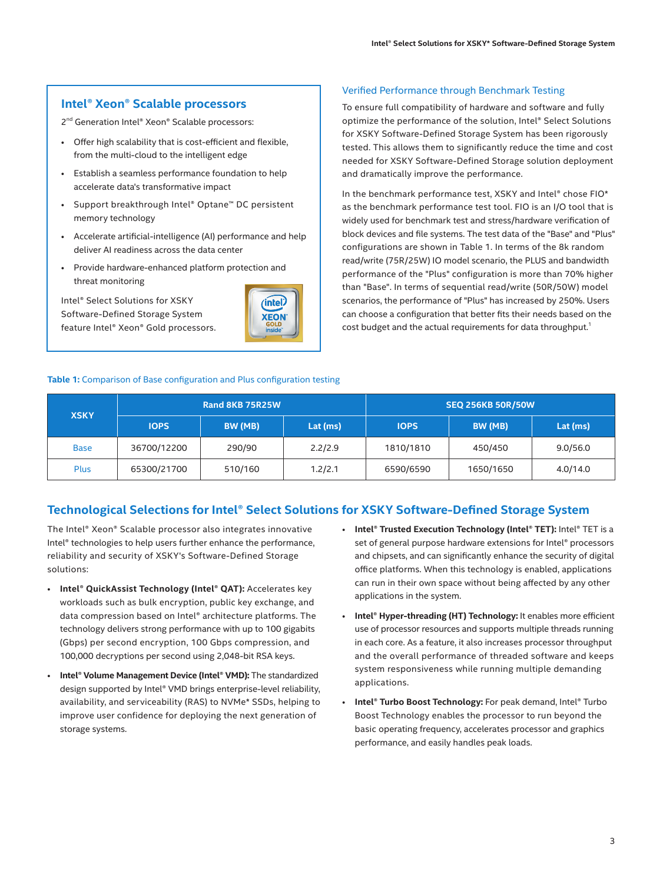## Intel® Xeon® Scalable processors

2nd Generation Intel® Xeon® Scalable processors:

- Offer high scalability that is cost-efficient and flexible, from the multi-cloud to the intelligent edge
- Establish a seamless performance foundation to help accelerate data's transformative impact
- Support breakthrough Intel® Optane™ DC persistent memory technology
- Accelerate artificial-intelligence (AI) performance and help deliver AI readiness across the data center
- Provide hardware-enhanced platform protection and threat monitoring

Intel® Select Solutions for XSKY Software-Defined Storage System feature Intel® Xeon® Gold processors.

### Verified Performance through Benchmark Testing

To ensure full compatibility of hardware and software and fully optimize the performance of the solution, Intel® Select Solutions for XSKY Software-Defined Storage System has been rigorously tested. This allows them to significantly reduce the time and cost needed for XSKY Software-Defined Storage solution deployment and dramatically improve the performance.

In the benchmark performance test, XSKY and Intel® chose FIO* as the benchmark performance test tool. FIO is an I/O tool that is widely used for benchmark test and stress/hardware verification of block devices and file systems. The test data of the "Base" and "Plus" configurations are shown in Table 1. In terms of the 8k random read/write (75R/25W) IO model scenario, the PLUS and bandwidth performance of the "Plus" configuration is more than 70% higher than "Base". In terms of sequential read/write (50R/50W) model scenarios, the performance of "Plus" has increased by 250%. Users can choose a configuration that better fits their needs based on the cost budget and the actual requirements for data throughput.[1]

**Table 1:** Comparison of Base configuration and Plus configuration testing

| XSKY | Rand 8KB 75R25W | | | SEQ 256KB 50R/50W | | |
|---|---|---|---|---|---|---|
| | IOPS | BW (MB) | Lat (ms) | IOPS | BW (MB) | Lat (ms) |
| Base | 36700/12200 | 290/90 | 2.2/2.9 | 1810/1810 | 450/450 | 9.0/56.0 |
| Plus | 65300/21700 | 510/160 | 1.2/2.1 | 6590/6590 | 1650/1650 | 4.0/14.0 |

## Technological Selections for Intel® Select Solutions for XSKY Software-Defined Storage System

The Intel® Xeon® Scalable processor also integrates innovative Intel® technologies to help users further enhance the performance, reliability and security of XSKY's Software-Defined Storage solutions:

- **Intel® QuickAssist Technology (Intel® QAT):** Accelerates key workloads such as bulk encryption, public key exchange, and data compression based on Intel® architecture platforms. The technology delivers strong performance with up to 100 gigabits (Gbps) per second encryption, 100 Gbps compression, and 100,000 decryptions per second using 2,048-bit RSA keys.
- **Intel® Volume Management Device (Intel® VMD):** The standardized design supported by Intel® VMD brings enterprise-level reliability, availability, and serviceability (RAS) to NVMe* SSDs, helping to improve user confidence for deploying the next generation of storage systems.
- **Intel® Trusted Execution Technology (Intel® TET):** Intel® TET is a set of general purpose hardware extensions for Intel® processors and chipsets, and can significantly enhance the security of digital office platforms. When this technology is enabled, applications can run in their own space without being affected by any other applications in the system.
- **Intel® Hyper-threading (HT) Technology:** It enables more efficient use of processor resources and supports multiple threads running in each core. As a feature, it also increases processor throughput and the overall performance of threaded software and keeps system responsiveness while running multiple demanding applications.
- **Intel® Turbo Boost Technology:** For peak demand, Intel® Turbo Boost Technology enables the processor to run beyond the basic operating frequency, accelerates processor and graphics performance, and easily handles peak loads.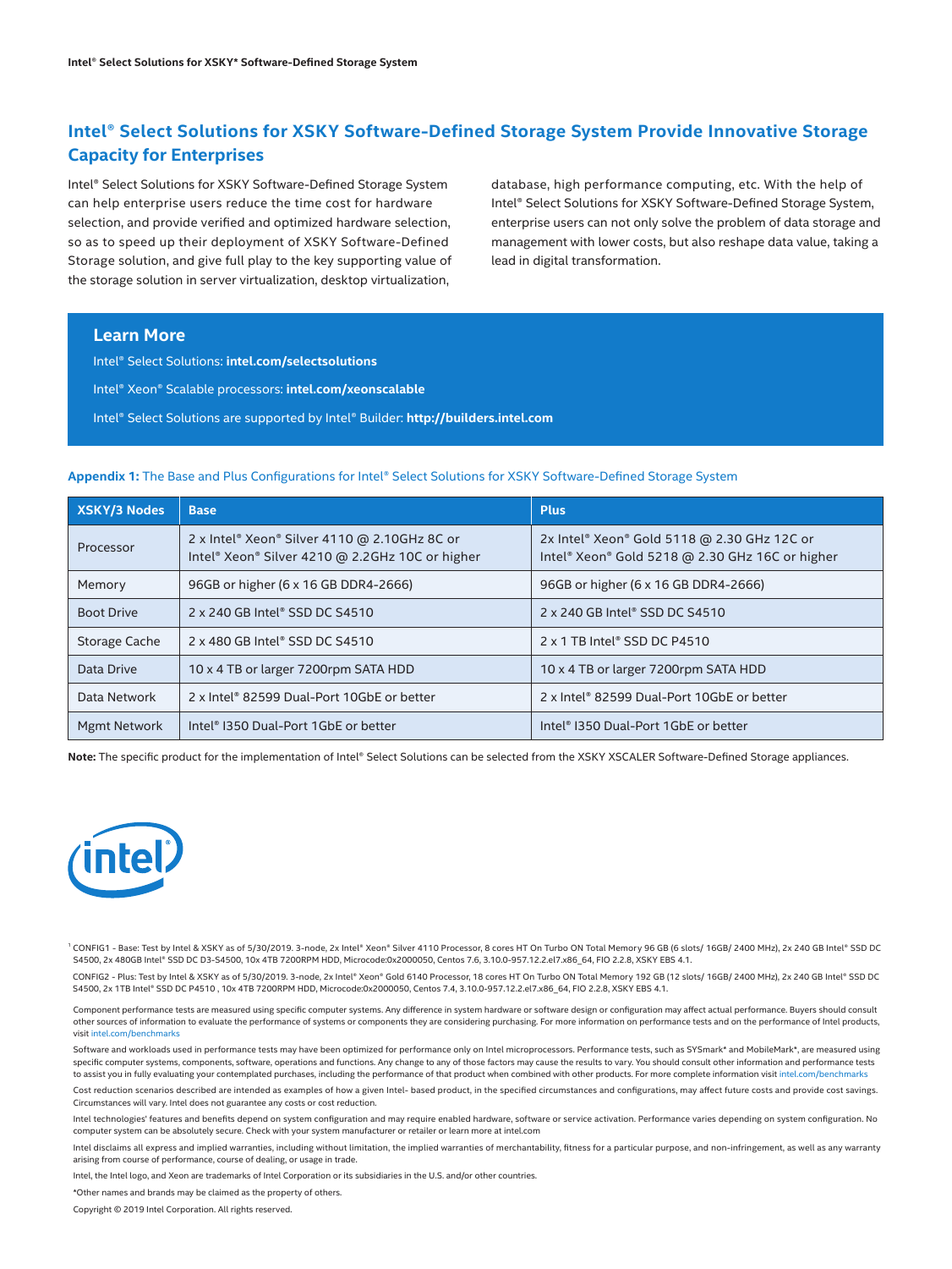## Intel® Select Solutions for XSKY Software-Defined Storage System Provide Innovative Storage Capacity for Enterprises

Intel® Select Solutions for XSKY Software-Defined Storage System can help enterprise users reduce the time cost for hardware selection, and provide verified and optimized hardware selection, so as to speed up their deployment of XSKY Software-Defined Storage solution, and give full play to the key supporting value of the storage solution in server virtualization, desktop virtualization, database, high performance computing, etc. With the help of Intel® Select Solutions for XSKY Software-Defined Storage System, enterprise users can not only solve the problem of data storage and management with lower costs, but also reshape data value, taking a lead in digital transformation.

### Learn More

Intel® Select Solutions: **intel.com/selectsolutions**

Intel® Xeon® Scalable processors: **intel.com/xeonscalable**

Intel® Select Solutions are supported by Intel® Builder: **http://builders.intel.com**

**Appendix 1:** The Base and Plus Configurations for Intel® Select Solutions for XSKY Software-Defined Storage System

| XSKY/3 Nodes | Base | Plus |
| --- | --- | --- |
| Processor | 2 x Intel® Xeon® Silver 4110 @ 2.10GHz 8C or Intel® Xeon® Silver 4210 @ 2.2GHz 10C or higher | 2x Intel® Xeon® Gold 5118 @ 2.30 GHz 12C or Intel® Xeon® Gold 5218 @ 2.30 GHz 16C or higher |
| Memory | 96GB or higher (6 x 16 GB DDR4-2666) | 96GB or higher (6 x 16 GB DDR4-2666) |
| Boot Drive | 2 x 240 GB Intel® SSD DC S4510 | 2 x 240 GB Intel® SSD DC S4510 |
| Storage Cache | 2 x 480 GB Intel® SSD DC S4510 | 2 x 1 TB Intel® SSD DC P4510 |
| Data Drive | 10 x 4 TB or larger 7200rpm SATA HDD | 10 x 4 TB or larger 7200rpm SATA HDD |
| Data Network | 2 x Intel® 82599 Dual-Port 10GbE or better | 2 x Intel® 82599 Dual-Port 10GbE or better |
| Mgmt Network | Intel® I350 Dual-Port 1GbE or better | Intel® I350 Dual-Port 1GbE or better |

**Note:** The specific product for the implementation of Intel® Select Solutions can be selected from the XSKY XSCALER Software-Defined Storage appliances.

[1] CONFIG1 - Base: Test by Intel & XSKY as of 5/30/2019. 3-node, 2x Intel® Xeon® Silver 4110 Processor, 8 cores HT On Turbo ON Total Memory 96 GB (6 slots/ 16GB/ 2400 MHz), 2x 240 GB Intel® SSD DC S4500, 2x 480GB Intel® SSD DC D3-S4500, 10x 4TB 7200RPM HDD, Microcode:0x2000050, Centos 7.6, 3.10.0-957.12.2.el7.x86_64, FIO 2.2.8, XSKY EBS 4.1.

CONFIG2 - Plus: Test by Intel & XSKY as of 5/30/2019. 3-node, 2x Intel® Xeon® Gold 6140 Processor, 18 cores HT On Turbo ON Total Memory 192 GB (12 slots/ 16GB/ 2400 MHz), 2x 240 GB Intel® SSD DC S4500, 2x 1TB Intel® SSD DC P4510 , 10x 4TB 7200RPM HDD, Microcode:0x2000050, Centos 7.4, 3.10.0-957.12.2.el7.x86_64, FIO 2.2.8, XSKY EBS 4.1.

Component performance tests are measured using specific computer systems. Any difference in system hardware or software design or configuration may affect actual performance. Buyers should consult other sources of information to evaluate the performance of systems or components they are considering purchasing. For more information on performance tests and on the performance of Intel products, visit intel.com/benchmarks

Software and workloads used in performance tests may have been optimized for performance only on Intel microprocessors. Performance tests, such as SYSmark* and MobileMark*, are measured using specific computer systems, components, software, operations and functions. Any change to any of those factors may cause the results to vary. You should consult other information and performance tests to assist you in fully evaluating your contemplated purchases, including the performance of that product when combined with other products. For more complete information visit intel.com/benchmarks

Cost reduction scenarios described are intended as examples of how a given Intel- based product, in the specified circumstances and configurations, may affect future costs and provide cost savings. Circumstances will vary. Intel does not guarantee any costs or cost reduction.

Intel technologies' features and benefits depend on system configuration and may require enabled hardware, software or service activation. Performance varies depending on system configuration. No computer system can be absolutely secure. Check with your system manufacturer or retailer or learn more at intel.com

Intel disclaims all express and implied warranties, including without limitation, the implied warranties of merchantability, fitness for a particular purpose, and non-infringement, as well as any warranty arising from course of performance, course of dealing, or usage in trade.

Intel, the Intel logo, and Xeon are trademarks of Intel Corporation or its subsidiaries in the U.S. and/or other countries.

*Other names and brands may be claimed as the property of others.

Copyright © 2019 Intel Corporation. All rights reserved.